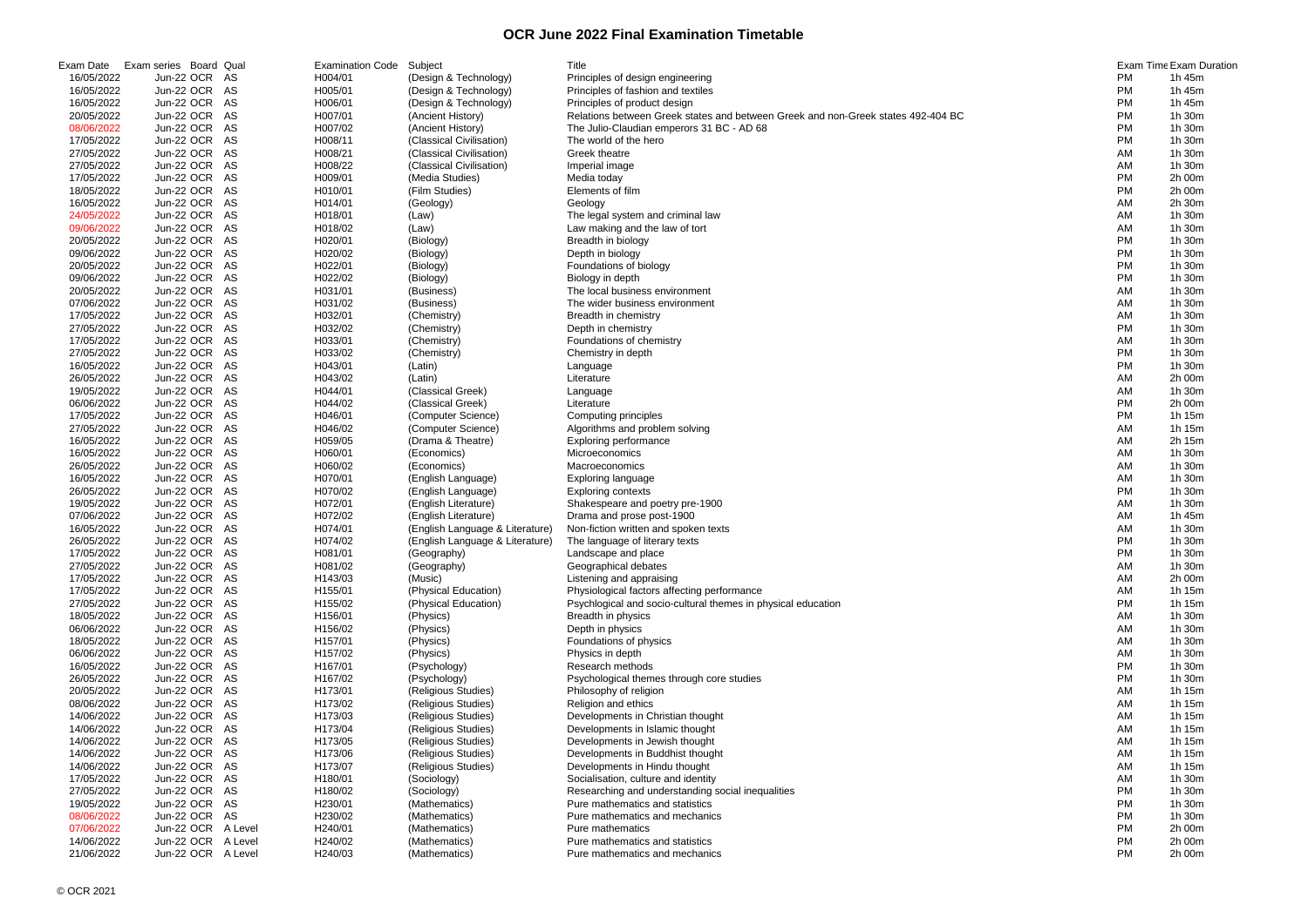# OCR June 2022 Final Examination Timetable

| Exam Date | Exam series | Board | Qual | Examination Code | Subject | Title | Exam Time | Exam Duration |
|---|---|---|---|---|---|---|---|---|
| 16/05/2022 | Jun-22 | OCR | AS | H004/01 | (Design & Technology) | Principles of design engineering | PM | 1h 45m |
| 16/05/2022 | Jun-22 | OCR | AS | H005/01 | (Design & Technology) | Principles of fashion and textiles | PM | 1h 45m |
| 16/05/2022 | Jun-22 | OCR | AS | H006/01 | (Design & Technology) | Principles of product design | PM | 1h 45m |
| 20/05/2022 | Jun-22 | OCR | AS | H007/01 | (Ancient History) | Relations between Greek states and between Greek and non-Greek states 492-404 BC | PM | 1h 30m |
| 08/06/2022 | Jun-22 | OCR | AS | H007/02 | (Ancient History) | The Julio-Claudian emperors 31 BC - AD 68 | PM | 1h 30m |
| 17/05/2022 | Jun-22 | OCR | AS | H008/11 | (Classical Civilisation) | The world of the hero | PM | 1h 30m |
| 27/05/2022 | Jun-22 | OCR | AS | H008/21 | (Classical Civilisation) | Greek theatre | AM | 1h 30m |
| 27/05/2022 | Jun-22 | OCR | AS | H008/22 | (Classical Civilisation) | Imperial image | AM | 1h 30m |
| 17/05/2022 | Jun-22 | OCR | AS | H009/01 | (Media Studies) | Media today | PM | 2h 00m |
| 18/05/2022 | Jun-22 | OCR | AS | H010/01 | (Film Studies) | Elements of film | PM | 2h 00m |
| 16/05/2022 | Jun-22 | OCR | AS | H014/01 | (Geology) | Geology | AM | 2h 30m |
| 24/05/2022 | Jun-22 | OCR | AS | H018/01 | (Law) | The legal system and criminal law | AM | 1h 30m |
| 09/06/2022 | Jun-22 | OCR | AS | H018/02 | (Law) | Law making and the law of tort | AM | 1h 30m |
| 20/05/2022 | Jun-22 | OCR | AS | H020/01 | (Biology) | Breadth in biology | PM | 1h 30m |
| 09/06/2022 | Jun-22 | OCR | AS | H020/02 | (Biology) | Depth in biology | PM | 1h 30m |
| 20/05/2022 | Jun-22 | OCR | AS | H022/01 | (Biology) | Foundations of biology | PM | 1h 30m |
| 09/06/2022 | Jun-22 | OCR | AS | H022/02 | (Biology) | Biology in depth | PM | 1h 30m |
| 20/05/2022 | Jun-22 | OCR | AS | H031/01 | (Business) | The local business environment | AM | 1h 30m |
| 07/06/2022 | Jun-22 | OCR | AS | H031/02 | (Business) | The wider business environment | AM | 1h 30m |
| 17/05/2022 | Jun-22 | OCR | AS | H032/01 | (Chemistry) | Breadth in chemistry | AM | 1h 30m |
| 27/05/2022 | Jun-22 | OCR | AS | H032/02 | (Chemistry) | Depth in chemistry | PM | 1h 30m |
| 17/05/2022 | Jun-22 | OCR | AS | H033/01 | (Chemistry) | Foundations of chemistry | AM | 1h 30m |
| 27/05/2022 | Jun-22 | OCR | AS | H033/02 | (Chemistry) | Chemistry in depth | PM | 1h 30m |
| 16/05/2022 | Jun-22 | OCR | AS | H043/01 | (Latin) | Language | PM | 1h 30m |
| 26/05/2022 | Jun-22 | OCR | AS | H043/02 | (Latin) | Literature | AM | 2h 00m |
| 19/05/2022 | Jun-22 | OCR | AS | H044/01 | (Classical Greek) | Language | AM | 1h 30m |
| 06/06/2022 | Jun-22 | OCR | AS | H044/02 | (Classical Greek) | Literature | PM | 2h 00m |
| 17/05/2022 | Jun-22 | OCR | AS | H046/01 | (Computer Science) | Computing principles | PM | 1h 15m |
| 27/05/2022 | Jun-22 | OCR | AS | H046/02 | (Computer Science) | Algorithms and problem solving | AM | 1h 15m |
| 16/05/2022 | Jun-22 | OCR | AS | H059/05 | (Drama & Theatre) | Exploring performance | AM | 2h 15m |
| 16/05/2022 | Jun-22 | OCR | AS | H060/01 | (Economics) | Microeconomics | AM | 1h 30m |
| 26/05/2022 | Jun-22 | OCR | AS | H060/02 | (Economics) | Macroeconomics | AM | 1h 30m |
| 16/05/2022 | Jun-22 | OCR | AS | H070/01 | (English Language) | Exploring language | AM | 1h 30m |
| 26/05/2022 | Jun-22 | OCR | AS | H070/02 | (English Language) | Exploring contexts | PM | 1h 30m |
| 19/05/2022 | Jun-22 | OCR | AS | H072/01 | (English Literature) | Shakespeare and poetry pre-1900 | AM | 1h 30m |
| 07/06/2022 | Jun-22 | OCR | AS | H072/02 | (English Literature) | Drama and prose post-1900 | AM | 1h 45m |
| 16/05/2022 | Jun-22 | OCR | AS | H074/01 | (English Language & Literature) | Non-fiction written and spoken texts | AM | 1h 30m |
| 26/05/2022 | Jun-22 | OCR | AS | H074/02 | (English Language & Literature) | The language of literary texts | PM | 1h 30m |
| 17/05/2022 | Jun-22 | OCR | AS | H081/01 | (Geography) | Landscape and place | PM | 1h 30m |
| 27/05/2022 | Jun-22 | OCR | AS | H081/02 | (Geography) | Geographical debates | AM | 1h 30m |
| 17/05/2022 | Jun-22 | OCR | AS | H143/03 | (Music) | Listening and appraising | AM | 2h 00m |
| 17/05/2022 | Jun-22 | OCR | AS | H155/01 | (Physical Education) | Physiological factors affecting performance | AM | 1h 15m |
| 27/05/2022 | Jun-22 | OCR | AS | H155/02 | (Physical Education) | Psychlogical and socio-cultural themes in physical education | PM | 1h 15m |
| 18/05/2022 | Jun-22 | OCR | AS | H156/01 | (Physics) | Breadth in physics | AM | 1h 30m |
| 06/06/2022 | Jun-22 | OCR | AS | H156/02 | (Physics) | Depth in physics | AM | 1h 30m |
| 18/05/2022 | Jun-22 | OCR | AS | H157/01 | (Physics) | Foundations of physics | AM | 1h 30m |
| 06/06/2022 | Jun-22 | OCR | AS | H157/02 | (Physics) | Physics in depth | AM | 1h 30m |
| 16/05/2022 | Jun-22 | OCR | AS | H167/01 | (Psychology) | Research methods | PM | 1h 30m |
| 26/05/2022 | Jun-22 | OCR | AS | H167/02 | (Psychology) | Psychological themes through core studies | PM | 1h 30m |
| 20/05/2022 | Jun-22 | OCR | AS | H173/01 | (Religious Studies) | Philosophy of religion | AM | 1h 15m |
| 08/06/2022 | Jun-22 | OCR | AS | H173/02 | (Religious Studies) | Religion and ethics | AM | 1h 15m |
| 14/06/2022 | Jun-22 | OCR | AS | H173/03 | (Religious Studies) | Developments in Christian thought | AM | 1h 15m |
| 14/06/2022 | Jun-22 | OCR | AS | H173/04 | (Religious Studies) | Developments in Islamic thought | AM | 1h 15m |
| 14/06/2022 | Jun-22 | OCR | AS | H173/05 | (Religious Studies) | Developments in Jewish thought | AM | 1h 15m |
| 14/06/2022 | Jun-22 | OCR | AS | H173/06 | (Religious Studies) | Developments in Buddhist thought | AM | 1h 15m |
| 14/06/2022 | Jun-22 | OCR | AS | H173/07 | (Religious Studies) | Developments in Hindu thought | AM | 1h 15m |
| 17/05/2022 | Jun-22 | OCR | AS | H180/01 | (Sociology) | Socialisation, culture and identity | AM | 1h 30m |
| 27/05/2022 | Jun-22 | OCR | AS | H180/02 | (Sociology) | Researching and understanding social inequalities | PM | 1h 30m |
| 19/05/2022 | Jun-22 | OCR | AS | H230/01 | (Mathematics) | Pure mathematics and statistics | PM | 1h 30m |
| 08/06/2022 | Jun-22 | OCR | AS | H230/02 | (Mathematics) | Pure mathematics and mechanics | PM | 1h 30m |
| 07/06/2022 | Jun-22 | OCR | A Level | H240/01 | (Mathematics) | Pure mathematics | PM | 2h 00m |
| 14/06/2022 | Jun-22 | OCR | A Level | H240/02 | (Mathematics) | Pure mathematics and statistics | PM | 2h 00m |
| 21/06/2022 | Jun-22 | OCR | A Level | H240/03 | (Mathematics) | Pure mathematics and mechanics | PM | 2h 00m |

© OCR 2021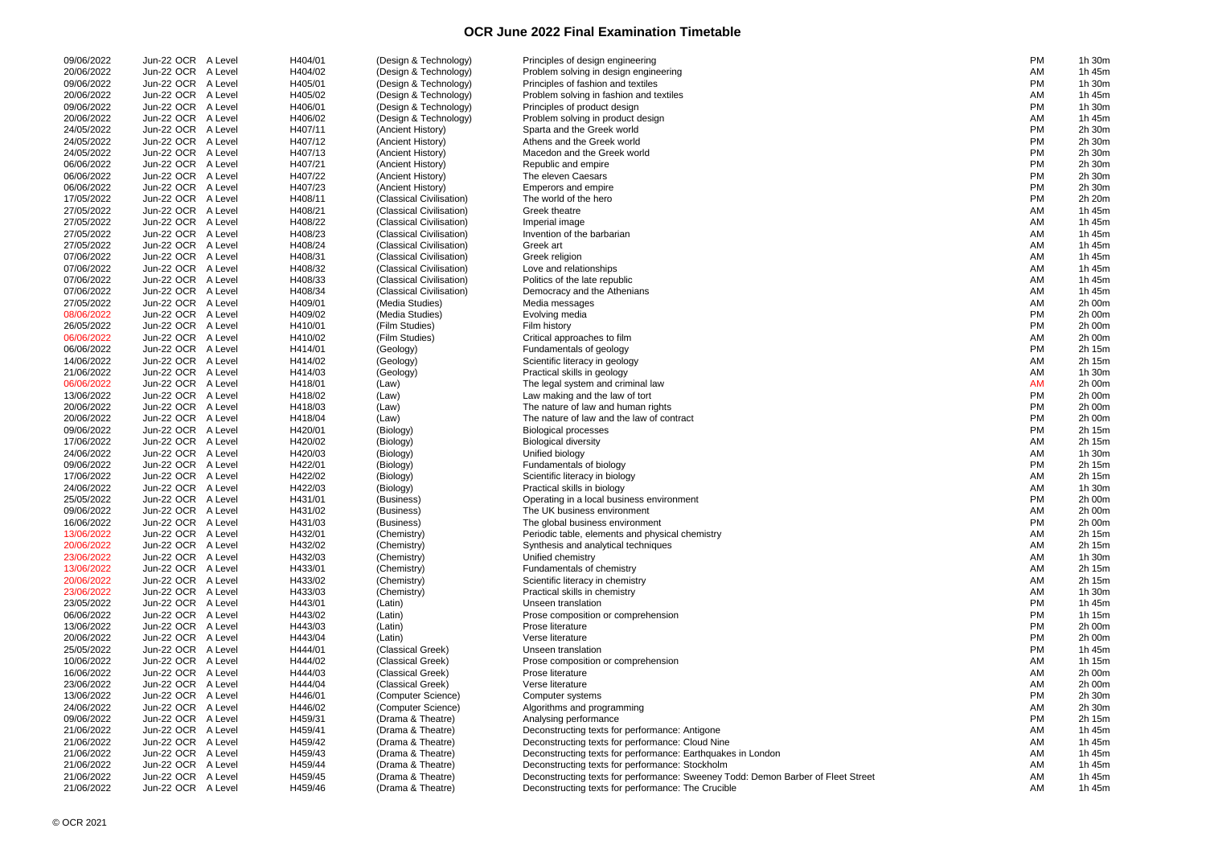# OCR June 2022 Final Examination Timetable

| | | | | | | | |
|---|---|---|---|---|---|---|---|
| 09/06/2022 | Jun-22 OCR | A Level | H404/01 | (Design & Technology) | Principles of design engineering | PM | 1h 30m |
| 20/06/2022 | Jun-22 OCR | A Level | H404/02 | (Design & Technology) | Problem solving in design engineering | AM | 1h 45m |
| 09/06/2022 | Jun-22 OCR | A Level | H405/01 | (Design & Technology) | Principles of fashion and textiles | PM | 1h 30m |
| 20/06/2022 | Jun-22 OCR | A Level | H405/02 | (Design & Technology) | Problem solving in fashion and textiles | AM | 1h 45m |
| 09/06/2022 | Jun-22 OCR | A Level | H406/01 | (Design & Technology) | Principles of product design | PM | 1h 30m |
| 20/06/2022 | Jun-22 OCR | A Level | H406/02 | (Design & Technology) | Problem solving in product design | AM | 1h 45m |
| 24/05/2022 | Jun-22 OCR | A Level | H407/11 | (Ancient History) | Sparta and the Greek world | PM | 2h 30m |
| 24/05/2022 | Jun-22 OCR | A Level | H407/12 | (Ancient History) | Athens and the Greek world | PM | 2h 30m |
| 24/05/2022 | Jun-22 OCR | A Level | H407/13 | (Ancient History) | Macedon and the Greek world | PM | 2h 30m |
| 06/06/2022 | Jun-22 OCR | A Level | H407/21 | (Ancient History) | Republic and empire | PM | 2h 30m |
| 06/06/2022 | Jun-22 OCR | A Level | H407/22 | (Ancient History) | The eleven Caesars | PM | 2h 30m |
| 06/06/2022 | Jun-22 OCR | A Level | H407/23 | (Ancient History) | Emperors and empire | PM | 2h 30m |
| 17/05/2022 | Jun-22 OCR | A Level | H408/11 | (Classical Civilisation) | The world of the hero | PM | 2h 20m |
| 27/05/2022 | Jun-22 OCR | A Level | H408/21 | (Classical Civilisation) | Greek theatre | AM | 1h 45m |
| 27/05/2022 | Jun-22 OCR | A Level | H408/22 | (Classical Civilisation) | Imperial image | AM | 1h 45m |
| 27/05/2022 | Jun-22 OCR | A Level | H408/23 | (Classical Civilisation) | Invention of the barbarian | AM | 1h 45m |
| 27/05/2022 | Jun-22 OCR | A Level | H408/24 | (Classical Civilisation) | Greek art | AM | 1h 45m |
| 07/06/2022 | Jun-22 OCR | A Level | H408/31 | (Classical Civilisation) | Greek religion | AM | 1h 45m |
| 07/06/2022 | Jun-22 OCR | A Level | H408/32 | (Classical Civilisation) | Love and relationships | AM | 1h 45m |
| 07/06/2022 | Jun-22 OCR | A Level | H408/33 | (Classical Civilisation) | Politics of the late republic | AM | 1h 45m |
| 07/06/2022 | Jun-22 OCR | A Level | H408/34 | (Classical Civilisation) | Democracy and the Athenians | AM | 1h 45m |
| 27/05/2022 | Jun-22 OCR | A Level | H409/01 | (Media Studies) | Media messages | AM | 2h 00m |
| 08/06/2022 | Jun-22 OCR | A Level | H409/02 | (Media Studies) | Evolving media | PM | 2h 00m |
| 26/05/2022 | Jun-22 OCR | A Level | H410/01 | (Film Studies) | Film history | PM | 2h 00m |
| 06/06/2022 | Jun-22 OCR | A Level | H410/02 | (Film Studies) | Critical approaches to film | AM | 2h 00m |
| 06/06/2022 | Jun-22 OCR | A Level | H414/01 | (Geology) | Fundamentals of geology | PM | 2h 15m |
| 14/06/2022 | Jun-22 OCR | A Level | H414/02 | (Geology) | Scientific literacy in geology | AM | 2h 15m |
| 21/06/2022 | Jun-22 OCR | A Level | H414/03 | (Geology) | Practical skills in geology | AM | 1h 30m |
| 06/06/2022 | Jun-22 OCR | A Level | H418/01 | (Law) | The legal system and criminal law | AM | 2h 00m |
| 13/06/2022 | Jun-22 OCR | A Level | H418/02 | (Law) | Law making and the law of tort | PM | 2h 00m |
| 20/06/2022 | Jun-22 OCR | A Level | H418/03 | (Law) | The nature of law and human rights | PM | 2h 00m |
| 20/06/2022 | Jun-22 OCR | A Level | H418/04 | (Law) | The nature of law and the law of contract | PM | 2h 00m |
| 09/06/2022 | Jun-22 OCR | A Level | H420/01 | (Biology) | Biological processes | PM | 2h 15m |
| 17/06/2022 | Jun-22 OCR | A Level | H420/02 | (Biology) | Biological diversity | AM | 2h 15m |
| 24/06/2022 | Jun-22 OCR | A Level | H420/03 | (Biology) | Unified biology | AM | 1h 30m |
| 09/06/2022 | Jun-22 OCR | A Level | H422/01 | (Biology) | Fundamentals of biology | PM | 2h 15m |
| 17/06/2022 | Jun-22 OCR | A Level | H422/02 | (Biology) | Scientific literacy in biology | AM | 2h 15m |
| 24/06/2022 | Jun-22 OCR | A Level | H422/03 | (Biology) | Practical skills in biology | AM | 1h 30m |
| 25/05/2022 | Jun-22 OCR | A Level | H431/01 | (Business) | Operating in a local business environment | PM | 2h 00m |
| 09/06/2022 | Jun-22 OCR | A Level | H431/02 | (Business) | The UK business environment | AM | 2h 00m |
| 16/06/2022 | Jun-22 OCR | A Level | H431/03 | (Business) | The global business environment | PM | 2h 00m |
| 13/06/2022 | Jun-22 OCR | A Level | H432/01 | (Chemistry) | Periodic table, elements and physical chemistry | AM | 2h 15m |
| 20/06/2022 | Jun-22 OCR | A Level | H432/02 | (Chemistry) | Synthesis and analytical techniques | AM | 2h 15m |
| 23/06/2022 | Jun-22 OCR | A Level | H432/03 | (Chemistry) | Unified chemistry | AM | 1h 30m |
| 13/06/2022 | Jun-22 OCR | A Level | H433/01 | (Chemistry) | Fundamentals of chemistry | AM | 2h 15m |
| 20/06/2022 | Jun-22 OCR | A Level | H433/02 | (Chemistry) | Scientific literacy in chemistry | AM | 2h 15m |
| 23/06/2022 | Jun-22 OCR | A Level | H433/03 | (Chemistry) | Practical skills in chemistry | AM | 1h 30m |
| 23/05/2022 | Jun-22 OCR | A Level | H443/01 | (Latin) | Unseen translation | PM | 1h 45m |
| 06/06/2022 | Jun-22 OCR | A Level | H443/02 | (Latin) | Prose composition or comprehension | PM | 1h 15m |
| 13/06/2022 | Jun-22 OCR | A Level | H443/03 | (Latin) | Prose literature | PM | 2h 00m |
| 20/06/2022 | Jun-22 OCR | A Level | H443/04 | (Latin) | Verse literature | PM | 2h 00m |
| 25/05/2022 | Jun-22 OCR | A Level | H444/01 | (Classical Greek) | Unseen translation | PM | 1h 45m |
| 10/06/2022 | Jun-22 OCR | A Level | H444/02 | (Classical Greek) | Prose composition or comprehension | AM | 1h 15m |
| 16/06/2022 | Jun-22 OCR | A Level | H444/03 | (Classical Greek) | Prose literature | AM | 2h 00m |
| 23/06/2022 | Jun-22 OCR | A Level | H444/04 | (Classical Greek) | Verse literature | AM | 2h 00m |
| 13/06/2022 | Jun-22 OCR | A Level | H446/01 | (Computer Science) | Computer systems | PM | 2h 30m |
| 24/06/2022 | Jun-22 OCR | A Level | H446/02 | (Computer Science) | Algorithms and programming | AM | 2h 30m |
| 09/06/2022 | Jun-22 OCR | A Level | H459/31 | (Drama & Theatre) | Analysing performance | PM | 2h 15m |
| 21/06/2022 | Jun-22 OCR | A Level | H459/41 | (Drama & Theatre) | Deconstructing texts for performance: Antigone | AM | 1h 45m |
| 21/06/2022 | Jun-22 OCR | A Level | H459/42 | (Drama & Theatre) | Deconstructing texts for performance: Cloud Nine | AM | 1h 45m |
| 21/06/2022 | Jun-22 OCR | A Level | H459/43 | (Drama & Theatre) | Deconstructing texts for performance: Earthquakes in London | AM | 1h 45m |
| 21/06/2022 | Jun-22 OCR | A Level | H459/44 | (Drama & Theatre) | Deconstructing texts for performance: Stockholm | AM | 1h 45m |
| 21/06/2022 | Jun-22 OCR | A Level | H459/45 | (Drama & Theatre) | Deconstructing texts for performance: Sweeney Todd: Demon Barber of Fleet Street | AM | 1h 45m |
| 21/06/2022 | Jun-22 OCR | A Level | H459/46 | (Drama & Theatre) | Deconstructing texts for performance: The Crucible | AM | 1h 45m |

© OCR 2021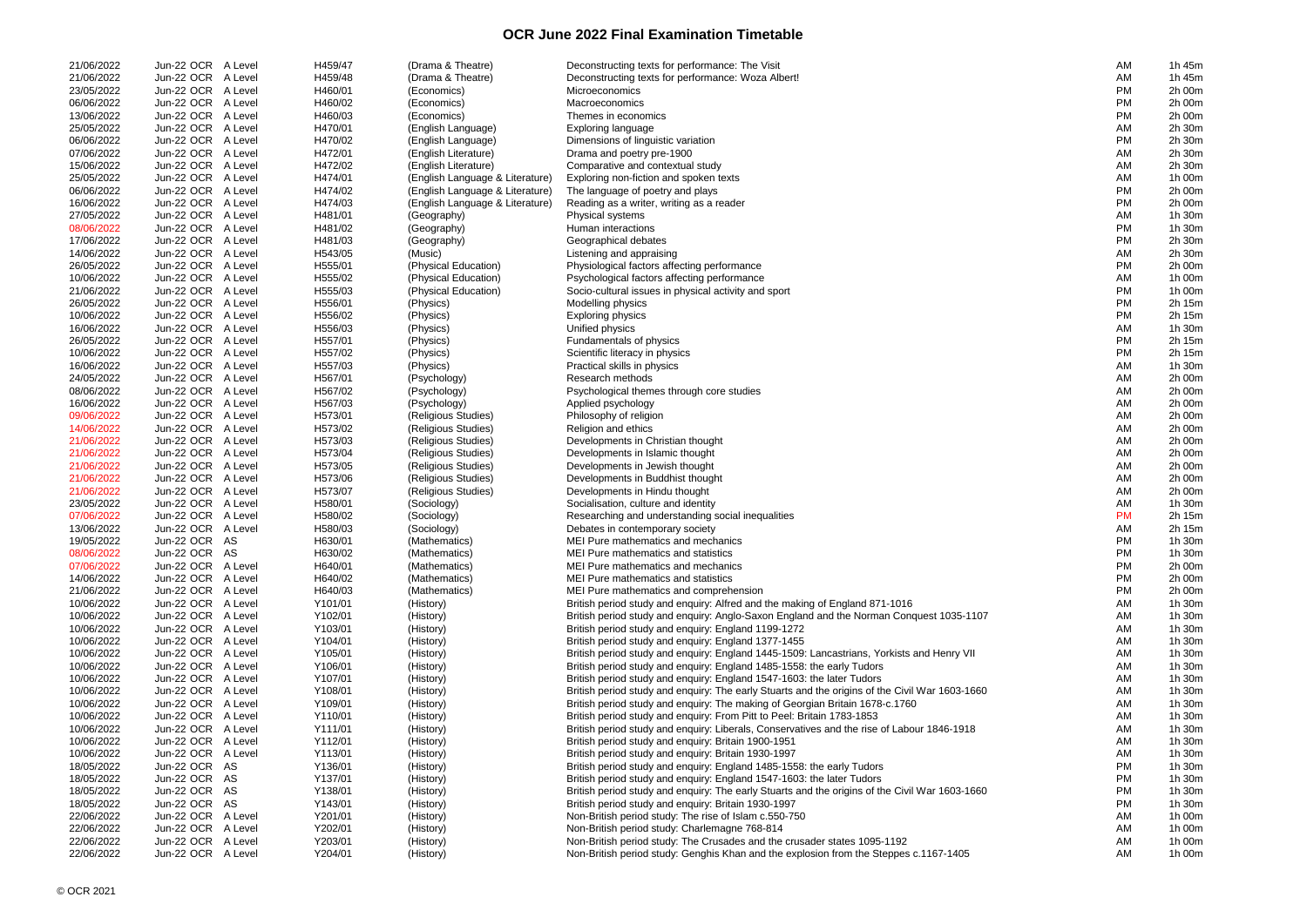# OCR June 2022 Final Examination Timetable

| | | | | | | | |
|---|---|---|---|---|---|---|---|
| 21/06/2022 | Jun-22 OCR | A Level | H459/47 | (Drama & Theatre) | Deconstructing texts for performance: The Visit | AM | 1h 45m |
| 21/06/2022 | Jun-22 OCR | A Level | H459/48 | (Drama & Theatre) | Deconstructing texts for performance: Woza Albert! | AM | 1h 45m |
| 23/05/2022 | Jun-22 OCR | A Level | H460/01 | (Economics) | Microeconomics | PM | 2h 00m |
| 06/06/2022 | Jun-22 OCR | A Level | H460/02 | (Economics) | Macroeconomics | PM | 2h 00m |
| 13/06/2022 | Jun-22 OCR | A Level | H460/03 | (Economics) | Themes in economics | PM | 2h 00m |
| 25/05/2022 | Jun-22 OCR | A Level | H470/01 | (English Language) | Exploring language | AM | 2h 30m |
| 06/06/2022 | Jun-22 OCR | A Level | H470/02 | (English Language) | Dimensions of linguistic variation | PM | 2h 30m |
| 07/06/2022 | Jun-22 OCR | A Level | H472/01 | (English Literature) | Drama and poetry pre-1900 | AM | 2h 30m |
| 15/06/2022 | Jun-22 OCR | A Level | H472/02 | (English Literature) | Comparative and contextual study | AM | 2h 30m |
| 25/05/2022 | Jun-22 OCR | A Level | H474/01 | (English Language & Literature) | Exploring non-fiction and spoken texts | AM | 1h 00m |
| 06/06/2022 | Jun-22 OCR | A Level | H474/02 | (English Language & Literature) | The language of poetry and plays | PM | 2h 00m |
| 16/06/2022 | Jun-22 OCR | A Level | H474/03 | (English Language & Literature) | Reading as a writer, writing as a reader | PM | 2h 00m |
| 27/05/2022 | Jun-22 OCR | A Level | H481/01 | (Geography) | Physical systems | AM | 1h 30m |
| 08/06/2022 | Jun-22 OCR | A Level | H481/02 | (Geography) | Human interactions | PM | 1h 30m |
| 17/06/2022 | Jun-22 OCR | A Level | H481/03 | (Geography) | Geographical debates | PM | 2h 30m |
| 14/06/2022 | Jun-22 OCR | A Level | H543/05 | (Music) | Listening and appraising | AM | 2h 30m |
| 26/05/2022 | Jun-22 OCR | A Level | H555/01 | (Physical Education) | Physiological factors affecting performance | PM | 2h 00m |
| 10/06/2022 | Jun-22 OCR | A Level | H555/02 | (Physical Education) | Psychological factors affecting performance | AM | 1h 00m |
| 21/06/2022 | Jun-22 OCR | A Level | H555/03 | (Physical Education) | Socio-cultural issues in physical activity and sport | PM | 1h 00m |
| 26/05/2022 | Jun-22 OCR | A Level | H556/01 | (Physics) | Modelling physics | PM | 2h 15m |
| 10/06/2022 | Jun-22 OCR | A Level | H556/02 | (Physics) | Exploring physics | PM | 2h 15m |
| 16/06/2022 | Jun-22 OCR | A Level | H556/03 | (Physics) | Unified physics | AM | 1h 30m |
| 26/05/2022 | Jun-22 OCR | A Level | H557/01 | (Physics) | Fundamentals of physics | PM | 2h 15m |
| 10/06/2022 | Jun-22 OCR | A Level | H557/02 | (Physics) | Scientific literacy in physics | PM | 2h 15m |
| 16/06/2022 | Jun-22 OCR | A Level | H557/03 | (Physics) | Practical skills in physics | AM | 1h 30m |
| 24/05/2022 | Jun-22 OCR | A Level | H567/01 | (Psychology) | Research methods | AM | 2h 00m |
| 08/06/2022 | Jun-22 OCR | A Level | H567/02 | (Psychology) | Psychological themes through core studies | AM | 2h 00m |
| 16/06/2022 | Jun-22 OCR | A Level | H567/03 | (Psychology) | Applied psychology | AM | 2h 00m |
| 09/06/2022 | Jun-22 OCR | A Level | H573/01 | (Religious Studies) | Philosophy of religion | AM | 2h 00m |
| 14/06/2022 | Jun-22 OCR | A Level | H573/02 | (Religious Studies) | Religion and ethics | AM | 2h 00m |
| 21/06/2022 | Jun-22 OCR | A Level | H573/03 | (Religious Studies) | Developments in Christian thought | AM | 2h 00m |
| 21/06/2022 | Jun-22 OCR | A Level | H573/04 | (Religious Studies) | Developments in Islamic thought | AM | 2h 00m |
| 21/06/2022 | Jun-22 OCR | A Level | H573/05 | (Religious Studies) | Developments in Jewish thought | AM | 2h 00m |
| 21/06/2022 | Jun-22 OCR | A Level | H573/06 | (Religious Studies) | Developments in Buddhist thought | AM | 2h 00m |
| 21/06/2022 | Jun-22 OCR | A Level | H573/07 | (Religious Studies) | Developments in Hindu thought | AM | 2h 00m |
| 23/05/2022 | Jun-22 OCR | A Level | H580/01 | (Sociology) | Socialisation, culture and identity | AM | 1h 30m |
| 07/06/2022 | Jun-22 OCR | A Level | H580/02 | (Sociology) | Researching and understanding social inequalities | PM | 2h 15m |
| 13/06/2022 | Jun-22 OCR | A Level | H580/03 | (Sociology) | Debates in contemporary society | AM | 2h 15m |
| 19/05/2022 | Jun-22 OCR | AS | H630/01 | (Mathematics) | MEI Pure mathematics and mechanics | PM | 1h 30m |
| 08/06/2022 | Jun-22 OCR | AS | H630/02 | (Mathematics) | MEI Pure mathematics and statistics | PM | 1h 30m |
| 07/06/2022 | Jun-22 OCR | A Level | H640/01 | (Mathematics) | MEI Pure mathematics and mechanics | PM | 2h 00m |
| 14/06/2022 | Jun-22 OCR | A Level | H640/02 | (Mathematics) | MEI Pure mathematics and statistics | PM | 2h 00m |
| 21/06/2022 | Jun-22 OCR | A Level | H640/03 | (Mathematics) | MEI Pure mathematics and comprehension | PM | 2h 00m |
| 10/06/2022 | Jun-22 OCR | A Level | Y101/01 | (History) | British period study and enquiry: Alfred and the making of England 871-1016 | AM | 1h 30m |
| 10/06/2022 | Jun-22 OCR | A Level | Y102/01 | (History) | British period study and enquiry: Anglo-Saxon England and the Norman Conquest 1035-1107 | AM | 1h 30m |
| 10/06/2022 | Jun-22 OCR | A Level | Y103/01 | (History) | British period study and enquiry: England 1199-1272 | AM | 1h 30m |
| 10/06/2022 | Jun-22 OCR | A Level | Y104/01 | (History) | British period study and enquiry: England 1377-1455 | AM | 1h 30m |
| 10/06/2022 | Jun-22 OCR | A Level | Y105/01 | (History) | British period study and enquiry: England 1445-1509: Lancastrians, Yorkists and Henry VII | AM | 1h 30m |
| 10/06/2022 | Jun-22 OCR | A Level | Y106/01 | (History) | British period study and enquiry: England 1485-1558: the early Tudors | AM | 1h 30m |
| 10/06/2022 | Jun-22 OCR | A Level | Y107/01 | (History) | British period study and enquiry: England 1547-1603: the later Tudors | AM | 1h 30m |
| 10/06/2022 | Jun-22 OCR | A Level | Y108/01 | (History) | British period study and enquiry: The early Stuarts and the origins of the Civil War 1603-1660 | AM | 1h 30m |
| 10/06/2022 | Jun-22 OCR | A Level | Y109/01 | (History) | British period study and enquiry: The making of Georgian Britain 1678-c.1760 | AM | 1h 30m |
| 10/06/2022 | Jun-22 OCR | A Level | Y110/01 | (History) | British period study and enquiry: From Pitt to Peel: Britain 1783-1853 | AM | 1h 30m |
| 10/06/2022 | Jun-22 OCR | A Level | Y111/01 | (History) | British period study and enquiry: Liberals, Conservatives and the rise of Labour 1846-1918 | AM | 1h 30m |
| 10/06/2022 | Jun-22 OCR | A Level | Y112/01 | (History) | British period study and enquiry: Britain 1900-1951 | AM | 1h 30m |
| 10/06/2022 | Jun-22 OCR | A Level | Y113/01 | (History) | British period study and enquiry: Britain 1930-1997 | AM | 1h 30m |
| 18/05/2022 | Jun-22 OCR | AS | Y136/01 | (History) | British period study and enquiry: England 1485-1558: the early Tudors | PM | 1h 30m |
| 18/05/2022 | Jun-22 OCR | AS | Y137/01 | (History) | British period study and enquiry: England 1547-1603: the later Tudors | PM | 1h 30m |
| 18/05/2022 | Jun-22 OCR | AS | Y138/01 | (History) | British period study and enquiry: The early Stuarts and the origins of the Civil War 1603-1660 | PM | 1h 30m |
| 18/05/2022 | Jun-22 OCR | AS | Y143/01 | (History) | British period study and enquiry: Britain 1930-1997 | PM | 1h 30m |
| 22/06/2022 | Jun-22 OCR | A Level | Y201/01 | (History) | Non-British period study: The rise of Islam c.550-750 | AM | 1h 00m |
| 22/06/2022 | Jun-22 OCR | A Level | Y202/01 | (History) | Non-British period study: Charlemagne 768-814 | AM | 1h 00m |
| 22/06/2022 | Jun-22 OCR | A Level | Y203/01 | (History) | Non-British period study: The Crusades and the crusader states 1095-1192 | AM | 1h 00m |
| 22/06/2022 | Jun-22 OCR | A Level | Y204/01 | (History) | Non-British period study: Genghis Khan and the explosion from the Steppes c.1167-1405 | AM | 1h 00m |

© OCR 2021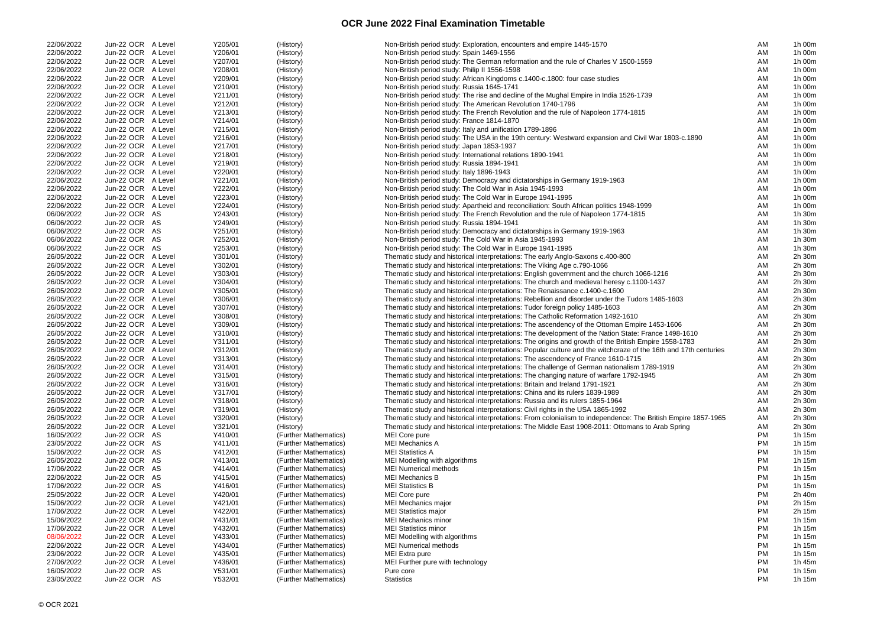# OCR June 2022 Final Examination Timetable

| | | | | | | | |
|---|---|---|---|---|---|---|---|
| 22/06/2022 | Jun-22 OCR | A Level | Y205/01 | (History) | Non-British period study: Exploration, encounters and empire 1445-1570 | AM | 1h 00m |
| 22/06/2022 | Jun-22 OCR | A Level | Y206/01 | (History) | Non-British period study: Spain 1469-1556 | AM | 1h 00m |
| 22/06/2022 | Jun-22 OCR | A Level | Y207/01 | (History) | Non-British period study: The German reformation and the rule of Charles V 1500-1559 | AM | 1h 00m |
| 22/06/2022 | Jun-22 OCR | A Level | Y208/01 | (History) | Non-British period study: Philip II 1556-1598 | AM | 1h 00m |
| 22/06/2022 | Jun-22 OCR | A Level | Y209/01 | (History) | Non-British period study: African Kingdoms c.1400-c.1800: four case studies | AM | 1h 00m |
| 22/06/2022 | Jun-22 OCR | A Level | Y210/01 | (History) | Non-British period study: Russia 1645-1741 | AM | 1h 00m |
| 22/06/2022 | Jun-22 OCR | A Level | Y211/01 | (History) | Non-British period study: The rise and decline of the Mughal Empire in India 1526-1739 | AM | 1h 00m |
| 22/06/2022 | Jun-22 OCR | A Level | Y212/01 | (History) | Non-British period study: The American Revolution 1740-1796 | AM | 1h 00m |
| 22/06/2022 | Jun-22 OCR | A Level | Y213/01 | (History) | Non-British period study: The French Revolution and the rule of Napoleon 1774-1815 | AM | 1h 00m |
| 22/06/2022 | Jun-22 OCR | A Level | Y214/01 | (History) | Non-British period study: France 1814-1870 | AM | 1h 00m |
| 22/06/2022 | Jun-22 OCR | A Level | Y215/01 | (History) | Non-British period study: Italy and unification 1789-1896 | AM | 1h 00m |
| 22/06/2022 | Jun-22 OCR | A Level | Y216/01 | (History) | Non-British period study: The USA in the 19th century: Westward expansion and Civil War 1803-c.1890 | AM | 1h 00m |
| 22/06/2022 | Jun-22 OCR | A Level | Y217/01 | (History) | Non-British period study: Japan 1853-1937 | AM | 1h 00m |
| 22/06/2022 | Jun-22 OCR | A Level | Y218/01 | (History) | Non-British period study: International relations 1890-1941 | AM | 1h 00m |
| 22/06/2022 | Jun-22 OCR | A Level | Y219/01 | (History) | Non-British period study: Russia 1894-1941 | AM | 1h 00m |
| 22/06/2022 | Jun-22 OCR | A Level | Y220/01 | (History) | Non-British period study: Italy 1896-1943 | AM | 1h 00m |
| 22/06/2022 | Jun-22 OCR | A Level | Y221/01 | (History) | Non-British period study: Democracy and dictatorships in Germany 1919-1963 | AM | 1h 00m |
| 22/06/2022 | Jun-22 OCR | A Level | Y222/01 | (History) | Non-British period study: The Cold War in Asia 1945-1993 | AM | 1h 00m |
| 22/06/2022 | Jun-22 OCR | A Level | Y223/01 | (History) | Non-British period study: The Cold War in Europe 1941-1995 | AM | 1h 00m |
| 22/06/2022 | Jun-22 OCR | A Level | Y224/01 | (History) | Non-British period study: Apartheid and reconciliation: South African politics 1948-1999 | AM | 1h 00m |
| 06/06/2022 | Jun-22 OCR | AS | Y243/01 | (History) | Non-British period study: The French Revolution and the rule of Napoleon 1774-1815 | AM | 1h 30m |
| 06/06/2022 | Jun-22 OCR | AS | Y249/01 | (History) | Non-British period study: Russia 1894-1941 | AM | 1h 30m |
| 06/06/2022 | Jun-22 OCR | AS | Y251/01 | (History) | Non-British period study: Democracy and dictatorships in Germany 1919-1963 | AM | 1h 30m |
| 06/06/2022 | Jun-22 OCR | AS | Y252/01 | (History) | Non-British period study: The Cold War in Asia 1945-1993 | AM | 1h 30m |
| 06/06/2022 | Jun-22 OCR | AS | Y253/01 | (History) | Non-British period study: The Cold War in Europe 1941-1995 | AM | 1h 30m |
| 26/05/2022 | Jun-22 OCR | A Level | Y301/01 | (History) | Thematic study and historical interpretations: The early Anglo-Saxons c.400-800 | AM | 2h 30m |
| 26/05/2022 | Jun-22 OCR | A Level | Y302/01 | (History) | Thematic study and historical interpretations: The Viking Age c.790-1066 | AM | 2h 30m |
| 26/05/2022 | Jun-22 OCR | A Level | Y303/01 | (History) | Thematic study and historical interpretations: English government and the church 1066-1216 | AM | 2h 30m |
| 26/05/2022 | Jun-22 OCR | A Level | Y304/01 | (History) | Thematic study and historical interpretations: The church and medieval heresy c.1100-1437 | AM | 2h 30m |
| 26/05/2022 | Jun-22 OCR | A Level | Y305/01 | (History) | Thematic study and historical interpretations: The Renaissance c.1400-c.1600 | AM | 2h 30m |
| 26/05/2022 | Jun-22 OCR | A Level | Y306/01 | (History) | Thematic study and historical interpretations: Rebellion and disorder under the Tudors 1485-1603 | AM | 2h 30m |
| 26/05/2022 | Jun-22 OCR | A Level | Y307/01 | (History) | Thematic study and historical interpretations: Tudor foreign policy 1485-1603 | AM | 2h 30m |
| 26/05/2022 | Jun-22 OCR | A Level | Y308/01 | (History) | Thematic study and historical interpretations: The Catholic Reformation 1492-1610 | AM | 2h 30m |
| 26/05/2022 | Jun-22 OCR | A Level | Y309/01 | (History) | Thematic study and historical interpretations: The ascendency of the Ottoman Empire 1453-1606 | AM | 2h 30m |
| 26/05/2022 | Jun-22 OCR | A Level | Y310/01 | (History) | Thematic study and historical interpretations: The development of the Nation State: France 1498-1610 | AM | 2h 30m |
| 26/05/2022 | Jun-22 OCR | A Level | Y311/01 | (History) | Thematic study and historical interpretations: The origins and growth of the British Empire 1558-1783 | AM | 2h 30m |
| 26/05/2022 | Jun-22 OCR | A Level | Y312/01 | (History) | Thematic study and historical interpretations: Popular culture and the witchcraze of the 16th and 17th centuries | AM | 2h 30m |
| 26/05/2022 | Jun-22 OCR | A Level | Y313/01 | (History) | Thematic study and historical interpretations: The ascendency of France 1610-1715 | AM | 2h 30m |
| 26/05/2022 | Jun-22 OCR | A Level | Y314/01 | (History) | Thematic study and historical interpretations: The challenge of German nationalism 1789-1919 | AM | 2h 30m |
| 26/05/2022 | Jun-22 OCR | A Level | Y315/01 | (History) | Thematic study and historical interpretations: The changing nature of warfare 1792-1945 | AM | 2h 30m |
| 26/05/2022 | Jun-22 OCR | A Level | Y316/01 | (History) | Thematic study and historical interpretations: Britain and Ireland 1791-1921 | AM | 2h 30m |
| 26/05/2022 | Jun-22 OCR | A Level | Y317/01 | (History) | Thematic study and historical interpretations: China and its rulers 1839-1989 | AM | 2h 30m |
| 26/05/2022 | Jun-22 OCR | A Level | Y318/01 | (History) | Thematic study and historical interpretations: Russia and its rulers 1855-1964 | AM | 2h 30m |
| 26/05/2022 | Jun-22 OCR | A Level | Y319/01 | (History) | Thematic study and historical interpretations: Civil rights in the USA 1865-1992 | AM | 2h 30m |
| 26/05/2022 | Jun-22 OCR | A Level | Y320/01 | (History) | Thematic study and historical interpretations: From colonialism to independence: The British Empire 1857-1965 | AM | 2h 30m |
| 26/05/2022 | Jun-22 OCR | A Level | Y321/01 | (History) | Thematic study and historical interpretations: The Middle East 1908-2011: Ottomans to Arab Spring | AM | 2h 30m |
| 16/05/2022 | Jun-22 OCR | AS | Y410/01 | (Further Mathematics) | MEI Core pure | PM | 1h 15m |
| 23/05/2022 | Jun-22 OCR | AS | Y411/01 | (Further Mathematics) | MEI Mechanics A | PM | 1h 15m |
| 15/06/2022 | Jun-22 OCR | AS | Y412/01 | (Further Mathematics) | MEI Statistics A | PM | 1h 15m |
| 26/05/2022 | Jun-22 OCR | AS | Y413/01 | (Further Mathematics) | MEI Modelling with algorithms | PM | 1h 15m |
| 17/06/2022 | Jun-22 OCR | AS | Y414/01 | (Further Mathematics) | MEI Numerical methods | PM | 1h 15m |
| 22/06/2022 | Jun-22 OCR | AS | Y415/01 | (Further Mathematics) | MEI Mechanics B | PM | 1h 15m |
| 17/06/2022 | Jun-22 OCR | AS | Y416/01 | (Further Mathematics) | MEI Statistics B | PM | 1h 15m |
| 25/05/2022 | Jun-22 OCR | A Level | Y420/01 | (Further Mathematics) | MEI Core pure | PM | 2h 40m |
| 15/06/2022 | Jun-22 OCR | A Level | Y421/01 | (Further Mathematics) | MEI Mechanics major | PM | 2h 15m |
| 17/06/2022 | Jun-22 OCR | A Level | Y422/01 | (Further Mathematics) | MEI Statistics major | PM | 2h 15m |
| 15/06/2022 | Jun-22 OCR | A Level | Y431/01 | (Further Mathematics) | MEI Mechanics minor | PM | 1h 15m |
| 17/06/2022 | Jun-22 OCR | A Level | Y432/01 | (Further Mathematics) | MEI Statistics minor | PM | 1h 15m |
| 08/06/2022 | Jun-22 OCR | A Level | Y433/01 | (Further Mathematics) | MEI Modelling with algorithms | PM | 1h 15m |
| 22/06/2022 | Jun-22 OCR | A Level | Y434/01 | (Further Mathematics) | MEI Numerical methods | PM | 1h 15m |
| 23/06/2022 | Jun-22 OCR | A Level | Y435/01 | (Further Mathematics) | MEI Extra pure | PM | 1h 15m |
| 27/06/2022 | Jun-22 OCR | A Level | Y436/01 | (Further Mathematics) | MEI Further pure with technology | PM | 1h 45m |
| 16/05/2022 | Jun-22 OCR | AS | Y531/01 | (Further Mathematics) | Pure core | PM | 1h 15m |
| 23/05/2022 | Jun-22 OCR | AS | Y532/01 | (Further Mathematics) | Statistics | PM | 1h 15m |

© OCR 2021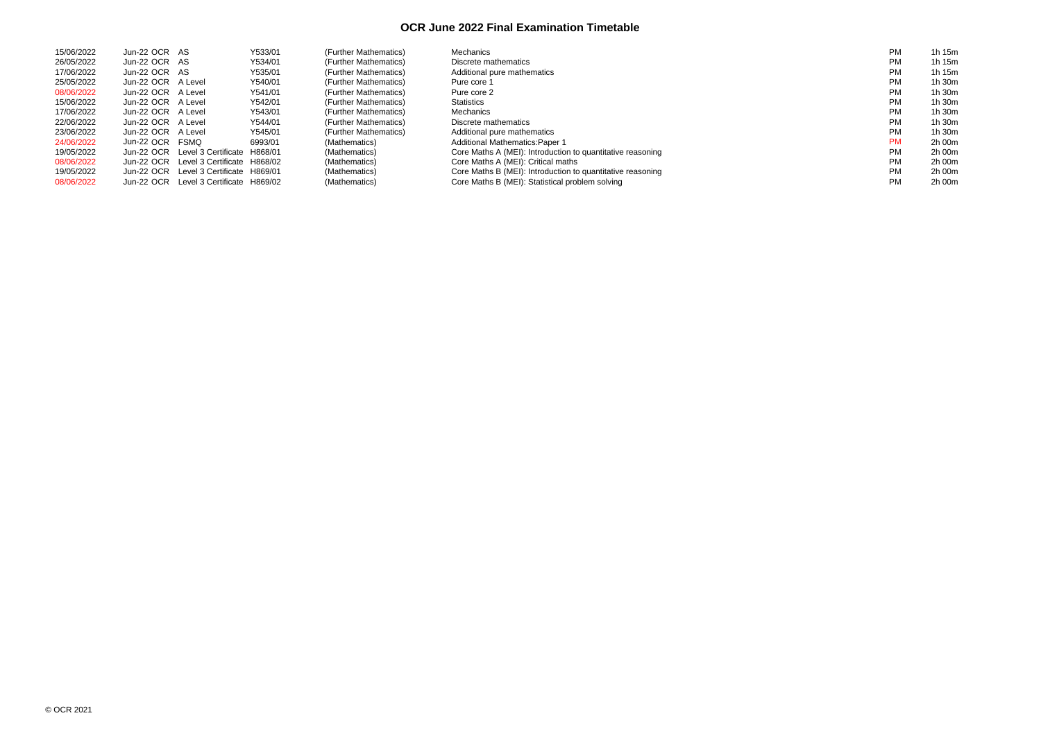# OCR June 2022 Final Examination Timetable

| | | | | | | | |
|---|---|---|---|---|---|---|---|
| 15/06/2022 | Jun-22 OCR | AS | Y533/01 | (Further Mathematics) | Mechanics | PM | 1h 15m |
| 26/05/2022 | Jun-22 OCR | AS | Y534/01 | (Further Mathematics) | Discrete mathematics | PM | 1h 15m |
| 17/06/2022 | Jun-22 OCR | AS | Y535/01 | (Further Mathematics) | Additional pure mathematics | PM | 1h 15m |
| 25/05/2022 | Jun-22 OCR | A Level | Y540/01 | (Further Mathematics) | Pure core 1 | PM | 1h 30m |
| 08/06/2022 | Jun-22 OCR | A Level | Y541/01 | (Further Mathematics) | Pure core 2 | PM | 1h 30m |
| 15/06/2022 | Jun-22 OCR | A Level | Y542/01 | (Further Mathematics) | Statistics | PM | 1h 30m |
| 17/06/2022 | Jun-22 OCR | A Level | Y543/01 | (Further Mathematics) | Mechanics | PM | 1h 30m |
| 22/06/2022 | Jun-22 OCR | A Level | Y544/01 | (Further Mathematics) | Discrete mathematics | PM | 1h 30m |
| 23/06/2022 | Jun-22 OCR | A Level | Y545/01 | (Further Mathematics) | Additional pure mathematics | PM | 1h 30m |
| 24/06/2022 | Jun-22 OCR | FSMQ | 6993/01 | (Mathematics) | Additional Mathematics:Paper 1 | PM | 2h 00m |
| 19/05/2022 | Jun-22 OCR | Level 3 Certificate | H868/01 | (Mathematics) | Core Maths A (MEI): Introduction to quantitative reasoning | PM | 2h 00m |
| 08/06/2022 | Jun-22 OCR | Level 3 Certificate | H868/02 | (Mathematics) | Core Maths A (MEI): Critical maths | PM | 2h 00m |
| 19/05/2022 | Jun-22 OCR | Level 3 Certificate | H869/01 | (Mathematics) | Core Maths B (MEI): Introduction to quantitative reasoning | PM | 2h 00m |
| 08/06/2022 | Jun-22 OCR | Level 3 Certificate | H869/02 | (Mathematics) | Core Maths B (MEI): Statistical problem solving | PM | 2h 00m |

© OCR 2021